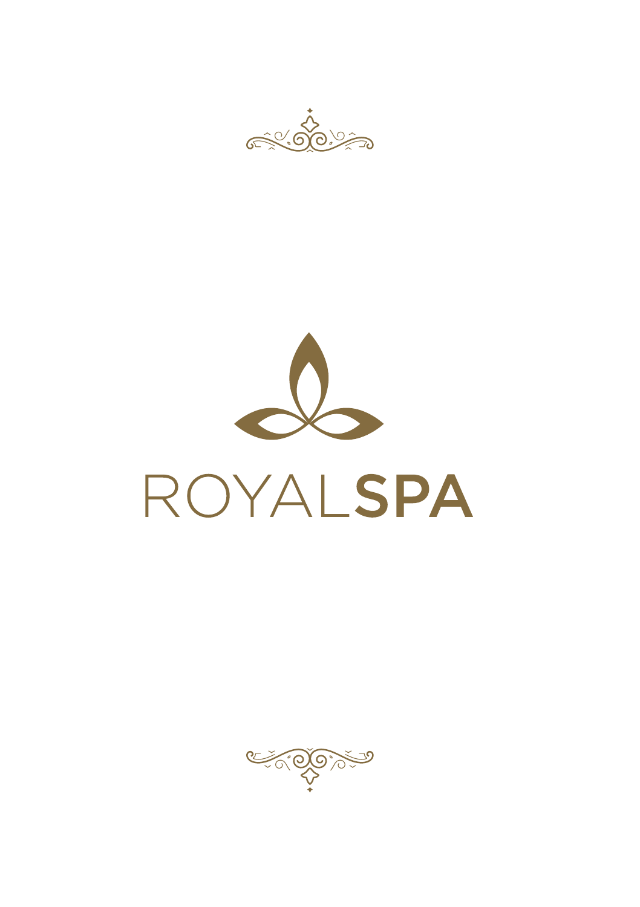# ROYALSPA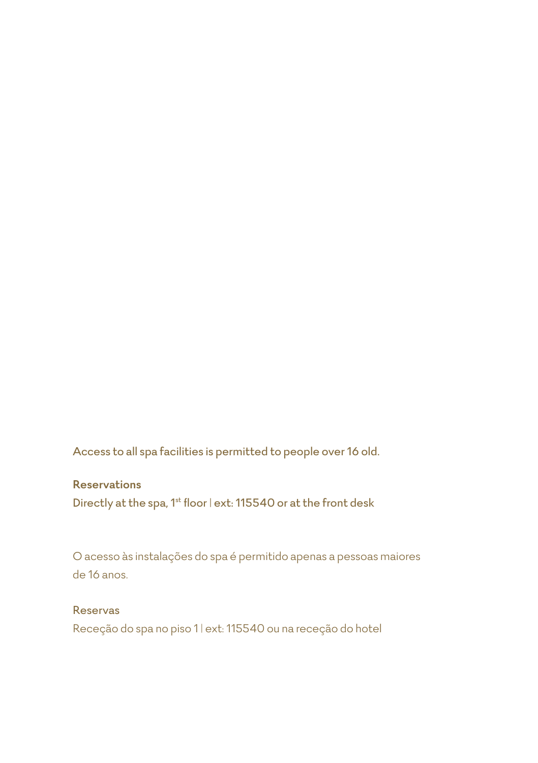Access to all spa facilities is permitted to people over 16 old.

**Reservations**

Directly at the spa, 1st floor | ext: 115540 or at the front desk

O acesso às instalações do spa é permitido apenas a pessoas maiores de 16 anos.

**Reservas**

Receção do spa no piso 1 | ext: 115540 ou na receção do hotel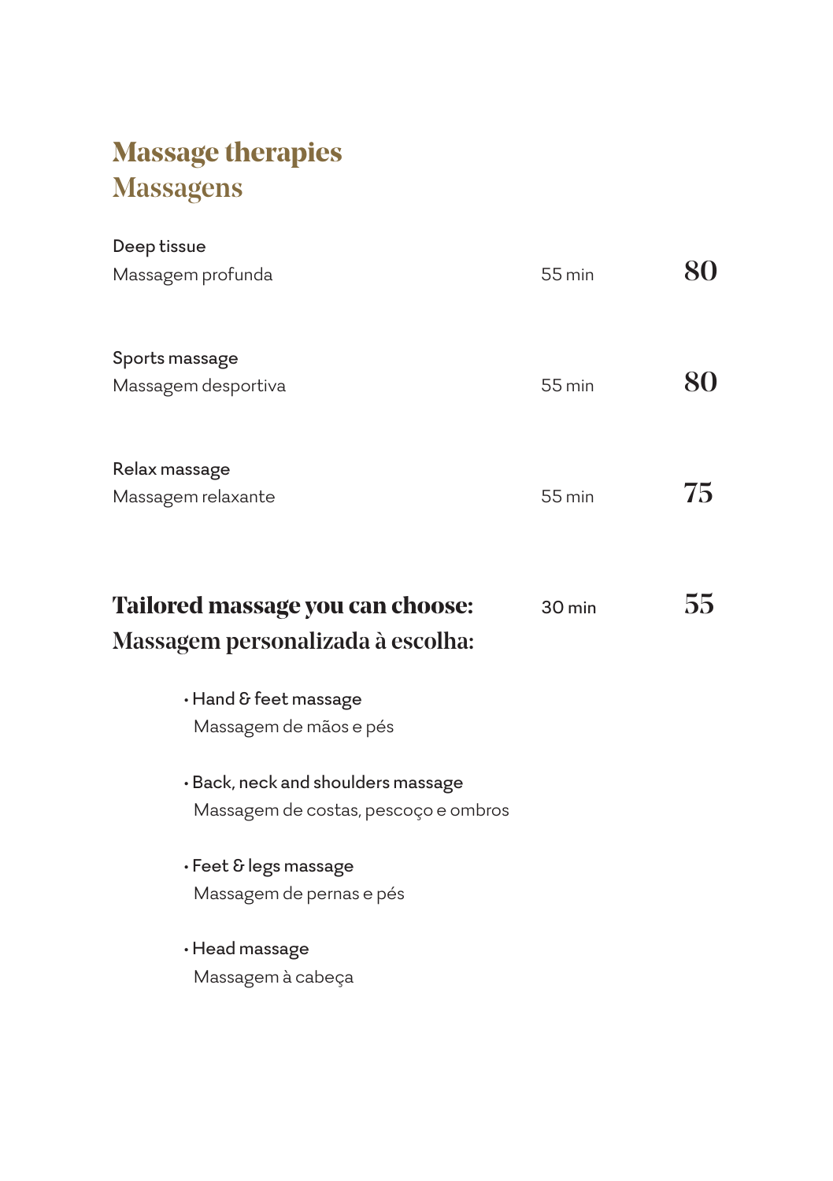# Massage therapies
# Massagens

| | | |
|---|---|---|
| Deep tissue<br>Massagem profunda | 55 min | **80** |
| Sports massage<br>Massagem desportiva | 55 min | **80** |
| Relax massage<br>Massagem relaxante | 55 min | **75** |
| **Tailored massage you can choose:**<br>**Massagem personalizada à escolha:** | 30 min | **55** |

- Hand & feet massage
  Massagem de mãos e pés
- Back, neck and shoulders massage
  Massagem de costas, pescoço e ombros
- Feet & legs massage
  Massagem de pernas e pés
- Head massage
  Massagem à cabeça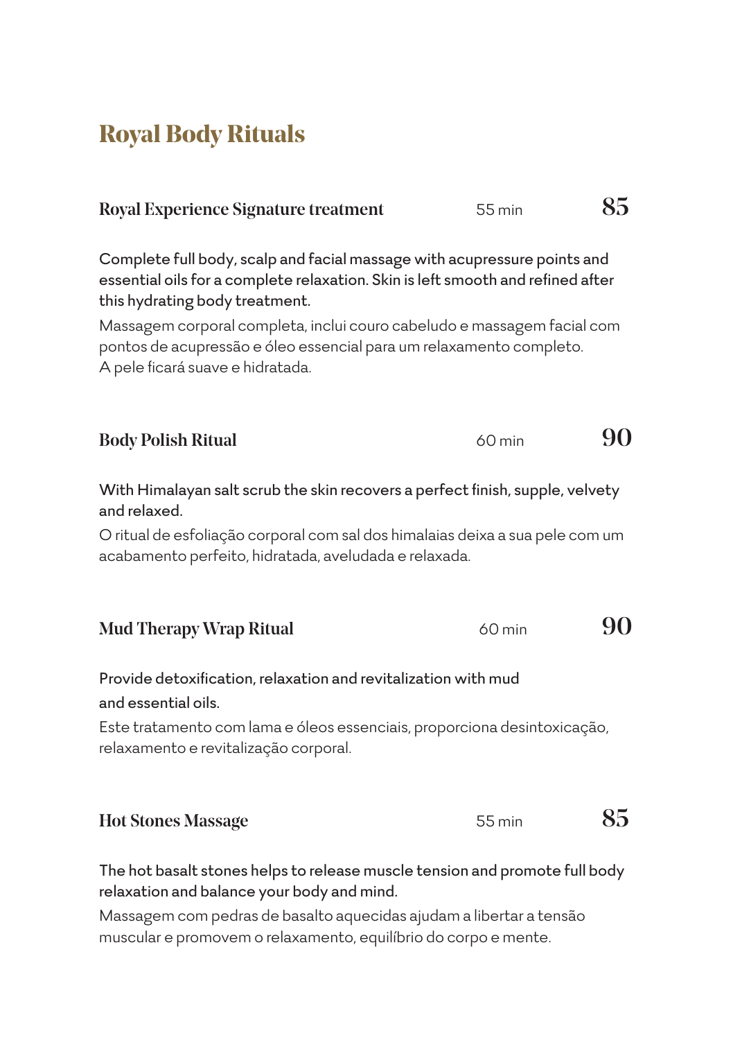# Royal Body Rituals

### Royal Experience Signature treatment — 55 min — 85

Complete full body, scalp and facial massage with acupressure points and essential oils for a complete relaxation. Skin is left smooth and refined after this hydrating body treatment.

Massagem corporal completa, inclui couro cabeludo e massagem facial com pontos de acupressão e óleo essencial para um relaxamento completo. A pele ficará suave e hidratada.

### Body Polish Ritual — 60 min — 90

With Himalayan salt scrub the skin recovers a perfect finish, supple, velvety and relaxed.

O ritual de esfoliação corporal com sal dos himalaias deixa a sua pele com um acabamento perfeito, hidratada, aveludada e relaxada.

### Mud Therapy Wrap Ritual — 60 min — 90

Provide detoxification, relaxation and revitalization with mud and essential oils.

Este tratamento com lama e óleos essenciais, proporciona desintoxicação, relaxamento e revitalização corporal.

### Hot Stones Massage — 55 min — 85

The hot basalt stones helps to release muscle tension and promote full body relaxation and balance your body and mind.

Massagem com pedras de basalto aquecidas ajudam a libertar a tensão muscular e promovem o relaxamento, equilíbrio do corpo e mente.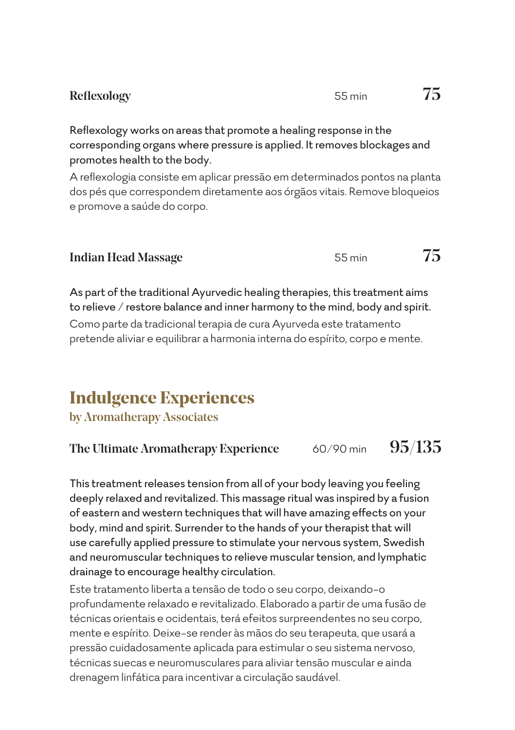### Reflexology — 55 min — 75

Reflexology works on areas that promote a healing response in the corresponding organs where pressure is applied. It removes blockages and promotes health to the body.

A reflexologia consiste em aplicar pressão em determinados pontos na planta dos pés que correspondem diretamente aos órgãos vitais. Remove bloqueios e promove a saúde do corpo.

### Indian Head Massage — 55 min — 75

As part of the traditional Ayurvedic healing therapies, this treatment aims to relieve / restore balance and inner harmony to the mind, body and spirit.

Como parte da tradicional terapia de cura Ayurveda este tratamento pretende aliviar e equilibrar a harmonia interna do espírito, corpo e mente.

## Indulgence Experiences

**by Aromatherapy Associates**

### The Ultimate Aromatherapy Experience — 60/90 min — 95/135

This treatment releases tension from all of your body leaving you feeling deeply relaxed and revitalized. This massage ritual was inspired by a fusion of eastern and western techniques that will have amazing effects on your body, mind and spirit. Surrender to the hands of your therapist that will use carefully applied pressure to stimulate your nervous system, Swedish and neuromuscular techniques to relieve muscular tension, and lymphatic drainage to encourage healthy circulation.

Este tratamento liberta a tensão de todo o seu corpo, deixando-o profundamente relaxado e revitalizado. Elaborado a partir de uma fusão de técnicas orientais e ocidentais, terá efeitos surpreendentes no seu corpo, mente e espírito. Deixe-se render às mãos do seu terapeuta, que usará a pressão cuidadosamente aplicada para estimular o seu sistema nervoso, técnicas suecas e neuromusculares para aliviar tensão muscular e ainda drenagem linfática para incentivar a circulação saudável.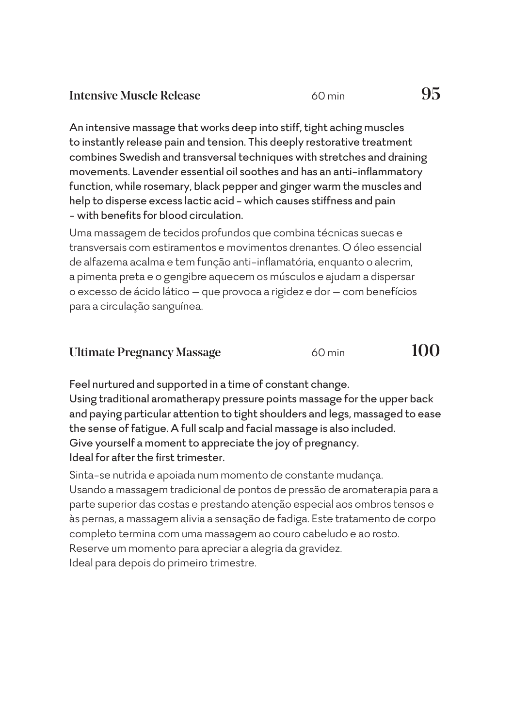## Intensive Muscle Release — 60 min — 95

An intensive massage that works deep into stiff, tight aching muscles to instantly release pain and tension. This deeply restorative treatment combines Swedish and transversal techniques with stretches and draining movements. Lavender essential oil soothes and has an anti-inflammatory function, while rosemary, black pepper and ginger warm the muscles and help to disperse excess lactic acid - which causes stiffness and pain - with benefits for blood circulation.

Uma massagem de tecidos profundos que combina técnicas suecas e transversais com estiramentos e movimentos drenantes. O óleo essencial de alfazema acalma e tem função anti-inflamatória, enquanto o alecrim, a pimenta preta e o gengibre aquecem os músculos e ajudam a dispersar o excesso de ácido lático — que provoca a rigidez e dor — com benefícios para a circulação sanguínea.

## Ultimate Pregnancy Massage — 60 min — 100

Feel nurtured and supported in a time of constant change.
Using traditional aromatherapy pressure points massage for the upper back and paying particular attention to tight shoulders and legs, massaged to ease the sense of fatigue. A full scalp and facial massage is also included.
Give yourself a moment to appreciate the joy of pregnancy.
Ideal for after the first trimester.

Sinta-se nutrida e apoiada num momento de constante mudança.
Usando a massagem tradicional de pontos de pressão de aromaterapia para a parte superior das costas e prestando atenção especial aos ombros tensos e às pernas, a massagem alivia a sensação de fadiga. Este tratamento de corpo completo termina com uma massagem ao couro cabeludo e ao rosto.
Reserve um momento para apreciar a alegria da gravidez.
Ideal para depois do primeiro trimestre.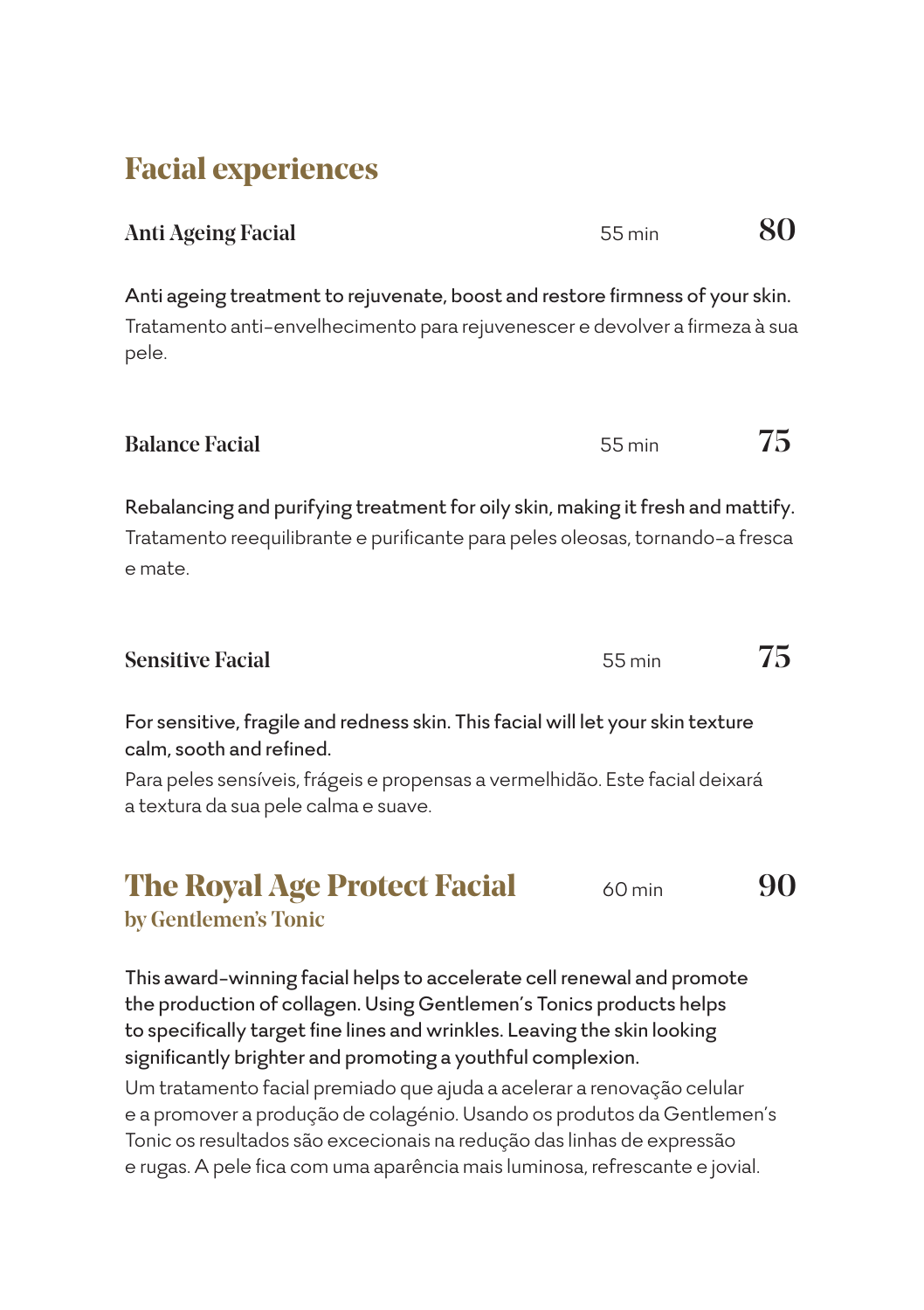# Facial experiences

### Anti Ageing Facial — 55 min — 80

Anti ageing treatment to rejuvenate, boost and restore firmness of your skin.

Tratamento anti-envelhecimento para rejuvenescer e devolver a firmeza à sua pele.

### Balance Facial — 55 min — 75

Rebalancing and purifying treatment for oily skin, making it fresh and mattify.

Tratamento reequilibrante e purificante para peles oleosas, tornando-a fresca e mate.

### Sensitive Facial — 55 min — 75

For sensitive, fragile and redness skin. This facial will let your skin texture calm, sooth and refined.

Para peles sensíveis, frágeis e propensas a vermelhidão. Este facial deixará a textura da sua pele calma e suave.

## The Royal Age Protect Facial — 60 min — 90

**by Gentlemen's Tonic**

This award-winning facial helps to accelerate cell renewal and promote the production of collagen. Using Gentlemen's Tonics products helps to specifically target fine lines and wrinkles. Leaving the skin looking significantly brighter and promoting a youthful complexion.

Um tratamento facial premiado que ajuda a acelerar a renovação celular e a promover a produção de colagénio. Usando os produtos da Gentlemen's Tonic os resultados são excecionais na redução das linhas de expressão e rugas. A pele fica com uma aparência mais luminosa, refrescante e jovial.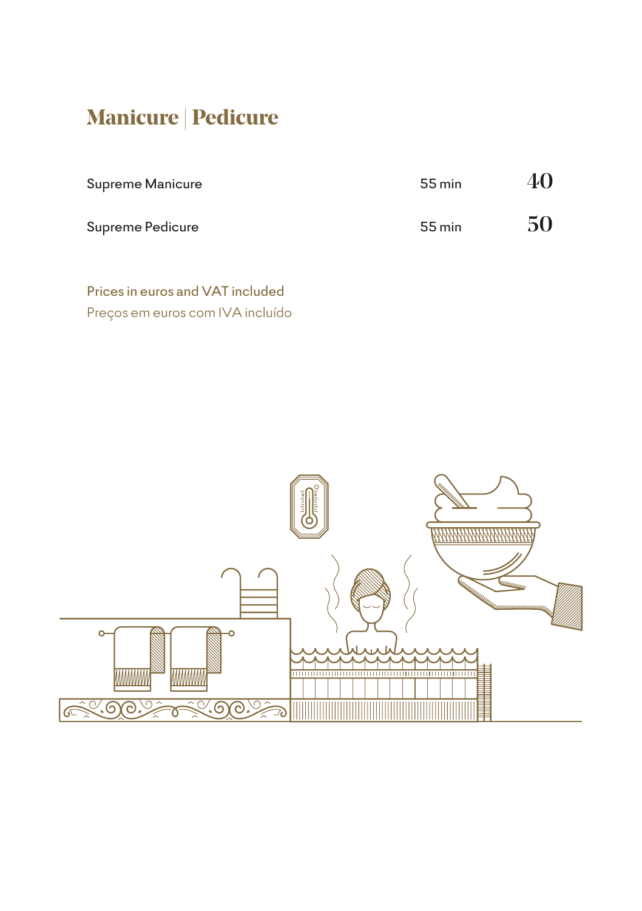## Manicure | Pedicure

| | | |
|---|---|---|
| Supreme Manicure | 55 min | 40 |
| Supreme Pedicure | 55 min | 50 |

Prices in euros and VAT included

Preços em euros com IVA incluído